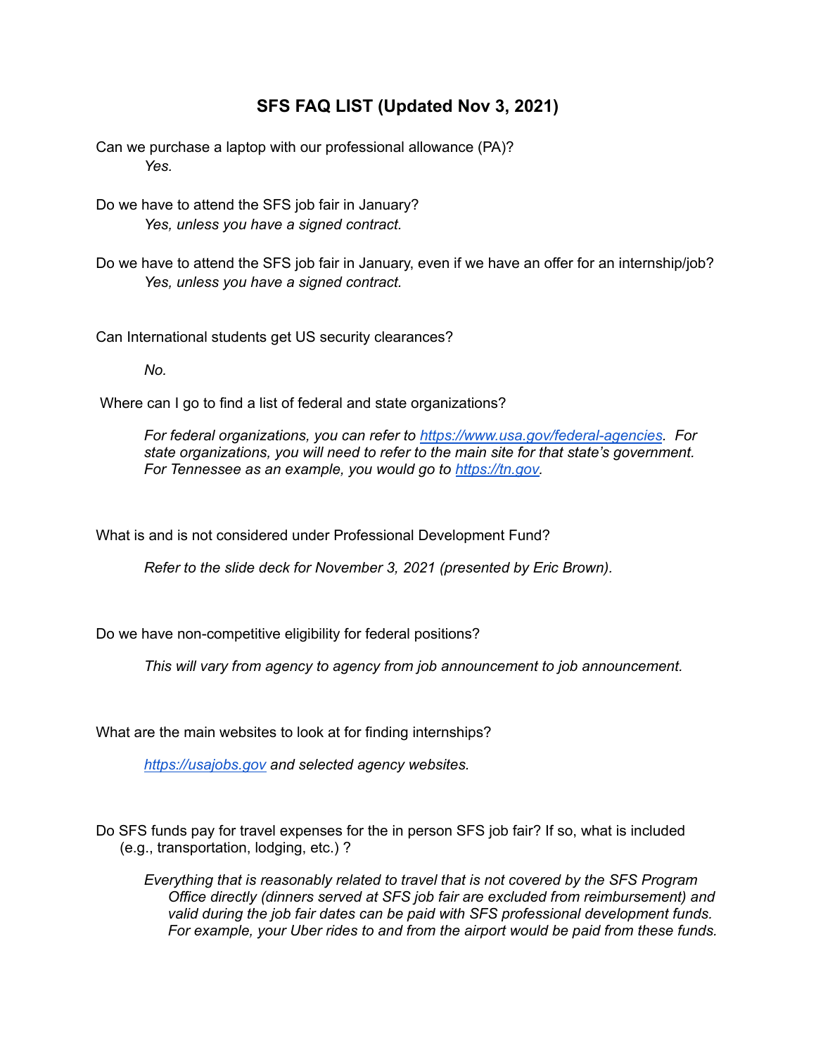# SFS FAQ LIST (Updated Nov 3, 2021)

Can we purchase a laptop with our professional allowance (PA)?

*Yes.*

Do we have to attend the SFS job fair in January?

*Yes, unless you have a signed contract.*

Do we have to attend the SFS job fair in January, even if we have an offer for an internship/job?

*Yes, unless you have a signed contract.*

Can International students get US security clearances?

*No.*

Where can I go to find a list of federal and state organizations?

*For federal organizations, you can refer to [https://www.usa.gov/federal-agencies](https://www.usa.gov/federal-agencies). For state organizations, you will need to refer to the main site for that state's government. For Tennessee as an example, you would go to [https://tn.gov](https://tn.gov).*

What is and is not considered under Professional Development Fund?

*Refer to the slide deck for November 3, 2021 (presented by Eric Brown).*

Do we have non-competitive eligibility for federal positions?

*This will vary from agency to agency from job announcement to job announcement.*

What are the main websites to look at for finding internships?

*[https://usajobs.gov](https://usajobs.gov) and selected agency websites.*

Do SFS funds pay for travel expenses for the in person SFS job fair? If so, what is included (e.g., transportation, lodging, etc.) ?

*Everything that is reasonably related to travel that is not covered by the SFS Program Office directly (dinners served at SFS job fair are excluded from reimbursement) and valid during the job fair dates can be paid with SFS professional development funds. For example, your Uber rides to and from the airport would be paid from these funds.*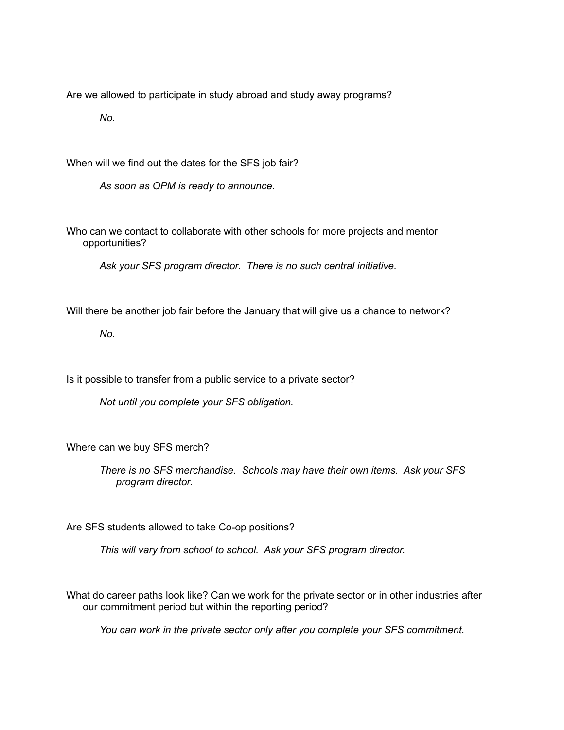Are we allowed to participate in study abroad and study away programs?

*No.*

When will we find out the dates for the SFS job fair?

*As soon as OPM is ready to announce.*

Who can we contact to collaborate with other schools for more projects and mentor opportunities?

*Ask your SFS program director. There is no such central initiative.*

Will there be another job fair before the January that will give us a chance to network?

*No.*

Is it possible to transfer from a public service to a private sector?

*Not until you complete your SFS obligation.*

Where can we buy SFS merch?

*There is no SFS merchandise. Schools may have their own items. Ask your SFS program director.*

Are SFS students allowed to take Co-op positions?

*This will vary from school to school. Ask your SFS program director.*

What do career paths look like? Can we work for the private sector or in other industries after our commitment period but within the reporting period?

*You can work in the private sector only after you complete your SFS commitment.*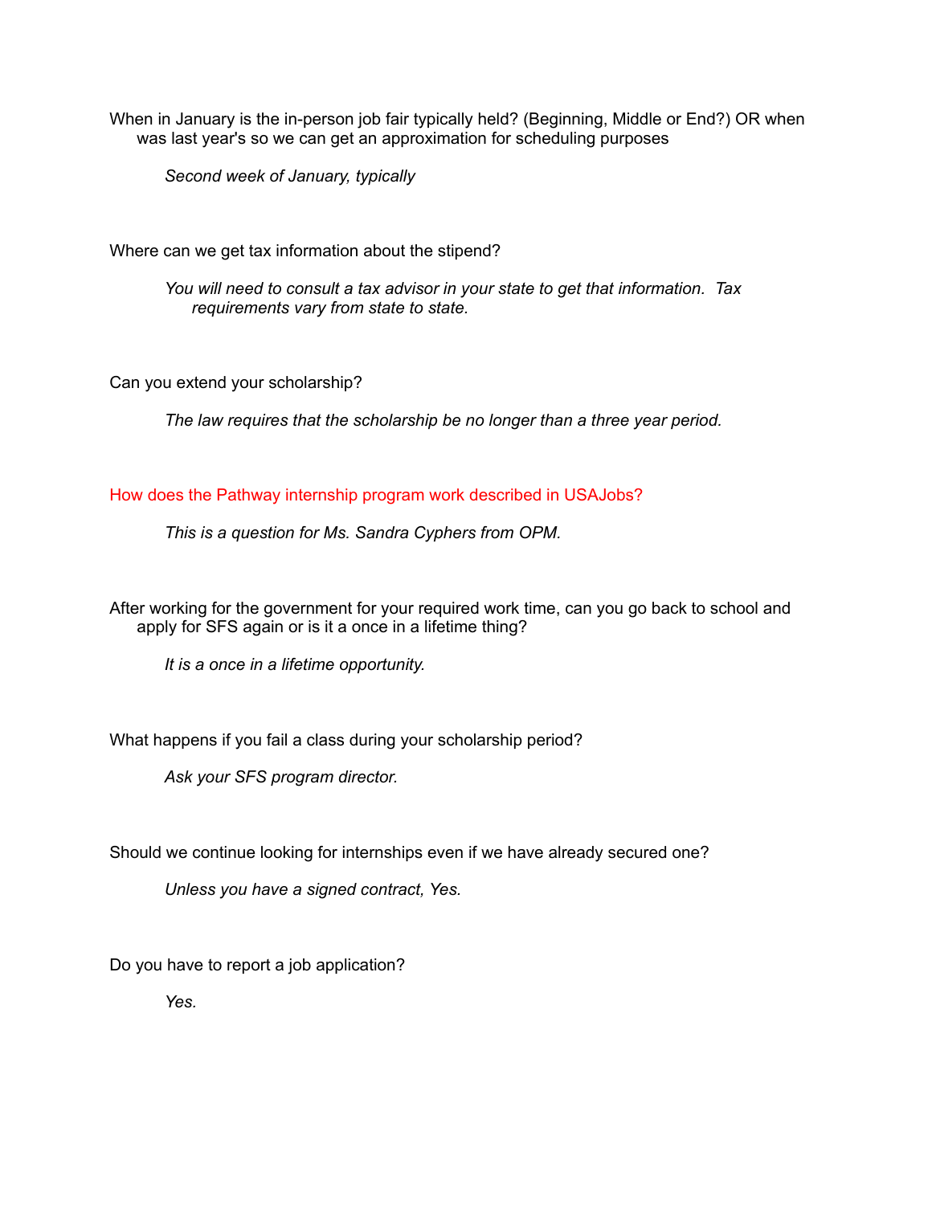When in January is the in-person job fair typically held? (Beginning, Middle or End?) OR when was last year's so we can get an approximation for scheduling purposes

> *Second week of January, typically*

Where can we get tax information about the stipend?

> *You will need to consult a tax advisor in your state to get that information. Tax requirements vary from state to state.*

Can you extend your scholarship?

> *The law requires that the scholarship be no longer than a three year period.*

How does the Pathway internship program work described in USAJobs?

> *This is a question for Ms. Sandra Cyphers from OPM.*

After working for the government for your required work time, can you go back to school and apply for SFS again or is it a once in a lifetime thing?

> *It is a once in a lifetime opportunity.*

What happens if you fail a class during your scholarship period?

> *Ask your SFS program director.*

Should we continue looking for internships even if we have already secured one?

> *Unless you have a signed contract, Yes.*

Do you have to report a job application?

> *Yes.*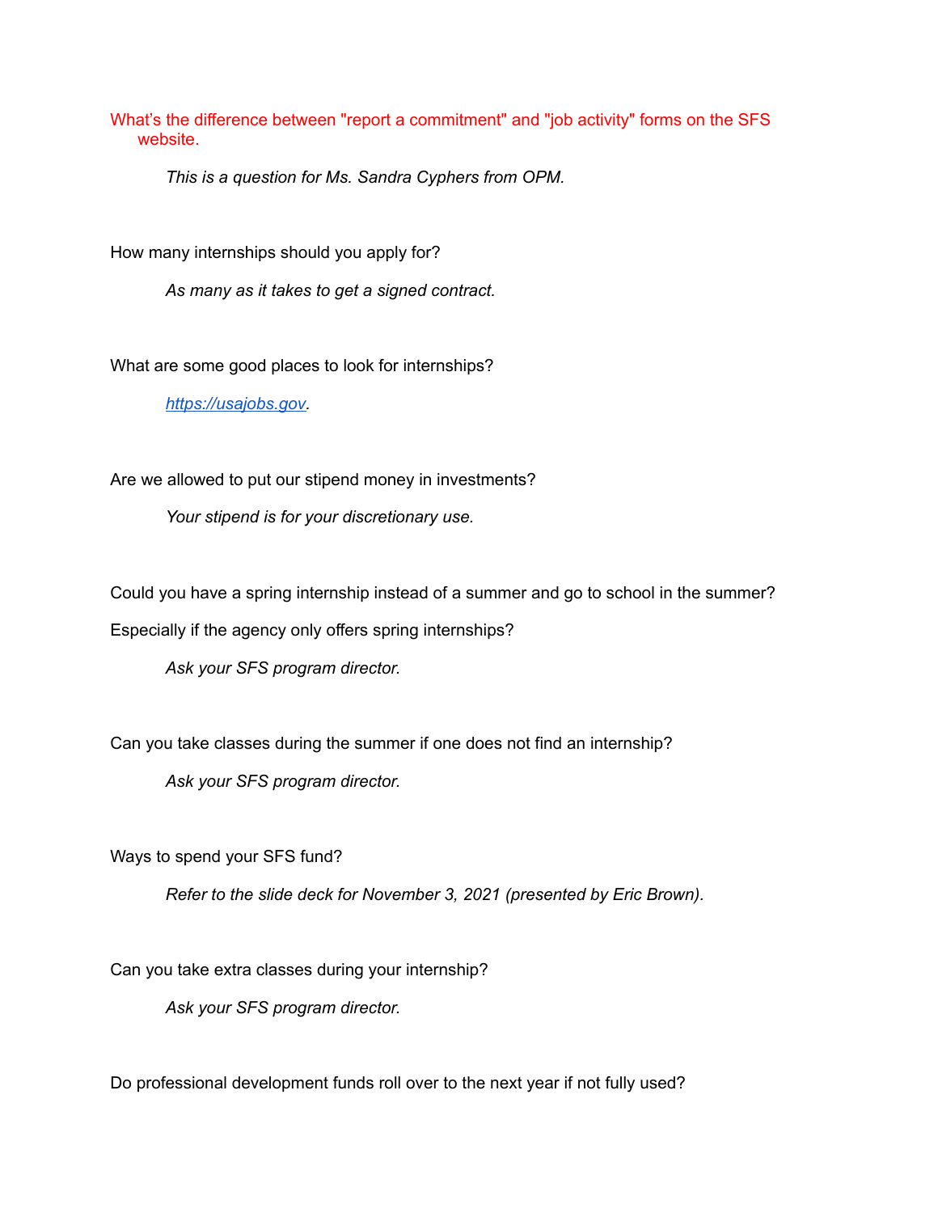What’s the difference between "report a commitment" and "job activity" forms on the SFS website.

*This is a question for Ms. Sandra Cyphers from OPM.*

How many internships should you apply for?

*As many as it takes to get a signed contract.*

What are some good places to look for internships?

*[https://usajobs.gov](https://usajobs.gov).*

Are we allowed to put our stipend money in investments?

*Your stipend is for your discretionary use.*

Could you have a spring internship instead of a summer and go to school in the summer?

Especially if the agency only offers spring internships?

*Ask your SFS program director.*

Can you take classes during the summer if one does not find an internship?

*Ask your SFS program director.*

Ways to spend your SFS fund?

*Refer to the slide deck for November 3, 2021 (presented by Eric Brown).*

Can you take extra classes during your internship?

*Ask your SFS program director.*

Do professional development funds roll over to the next year if not fully used?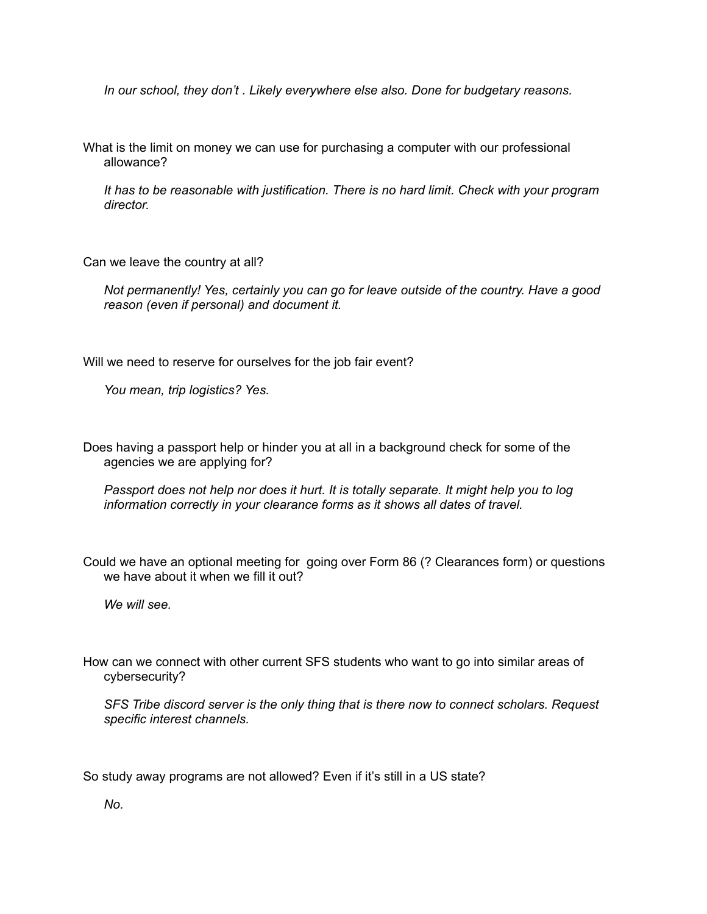*In our school, they don't . Likely everywhere else also. Done for budgetary reasons.*

What is the limit on money we can use for purchasing a computer with our professional allowance?

*It has to be reasonable with justification. There is no hard limit. Check with your program director.*

Can we leave the country at all?

*Not permanently! Yes, certainly you can go for leave outside of the country. Have a good reason (even if personal) and document it.*

Will we need to reserve for ourselves for the job fair event?

*You mean, trip logistics? Yes.*

Does having a passport help or hinder you at all in a background check for some of the agencies we are applying for?

*Passport does not help nor does it hurt. It is totally separate. It might help you to log information correctly in your clearance forms as it shows all dates of travel.*

Could we have an optional meeting for  going over Form 86 (? Clearances form) or questions we have about it when we fill it out?

*We will see.*

How can we connect with other current SFS students who want to go into similar areas of cybersecurity?

*SFS Tribe discord server is the only thing that is there now to connect scholars. Request specific interest channels.*

So study away programs are not allowed? Even if it's still in a US state?

*No.*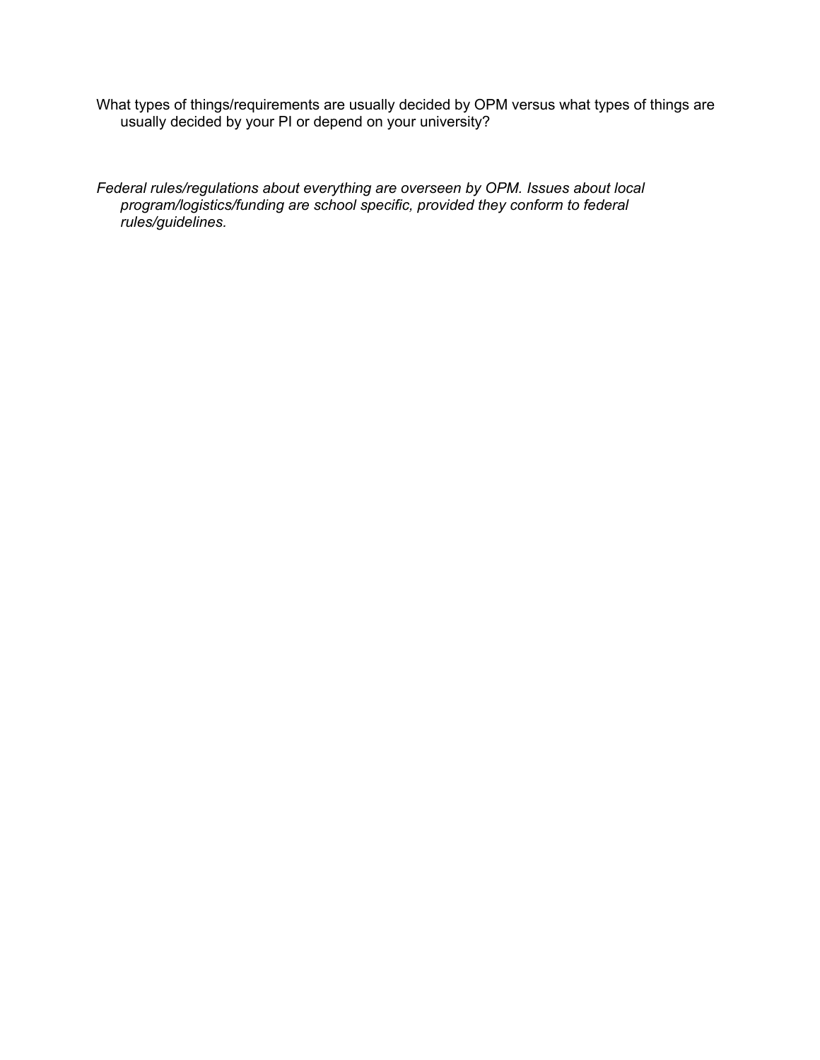What types of things/requirements are usually decided by OPM versus what types of things are usually decided by your PI or depend on your university?

*Federal rules/regulations about everything are overseen by OPM. Issues about local program/logistics/funding are school specific, provided they conform to federal rules/guidelines.*